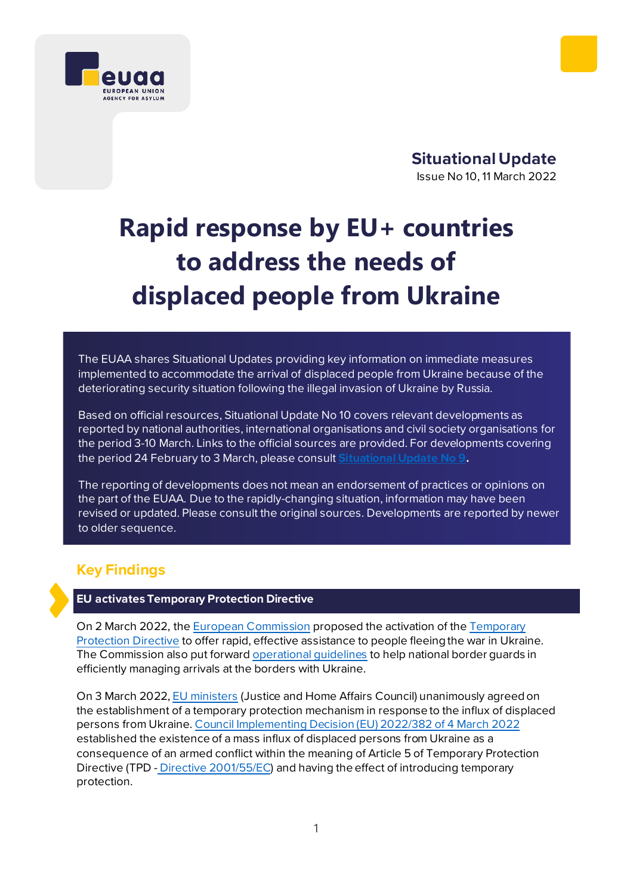**Situational Update**
Issue No 10, 11 March 2022

# Rapid response by EU+ countries to address the needs of displaced people from Ukraine

The EUAA shares Situational Updates providing key information on immediate measures implemented to accommodate the arrival of displaced people from Ukraine because of the deteriorating security situation following the illegal invasion of Ukraine by Russia.

Based on official resources, Situational Update No 10 covers relevant developments as reported by national authorities, international organisations and civil society organisations for the period 3-10 March. Links to the official sources are provided. For developments covering the period 24 February to 3 March, please consult Situational Update No 9.

The reporting of developments does not mean an endorsement of practices or opinions on the part of the EUAA. Due to the rapidly-changing situation, information may have been revised or updated. Please consult the original sources. Developments are reported by newer to older sequence.

## Key Findings

### EU activates Temporary Protection Directive

On 2 March 2022, the European Commission proposed the activation of the Temporary Protection Directive to offer rapid, effective assistance to people fleeing the war in Ukraine. The Commission also put forward operational guidelines to help national border guards in efficiently managing arrivals at the borders with Ukraine.

On 3 March 2022, EU ministers (Justice and Home Affairs Council) unanimously agreed on the establishment of a temporary protection mechanism in response to the influx of displaced persons from Ukraine. Council Implementing Decision (EU) 2022/382 of 4 March 2022 established the existence of a mass influx of displaced persons from Ukraine as a consequence of an armed conflict within the meaning of Article 5 of Temporary Protection Directive (TPD - Directive 2001/55/EC) and having the effect of introducing temporary protection.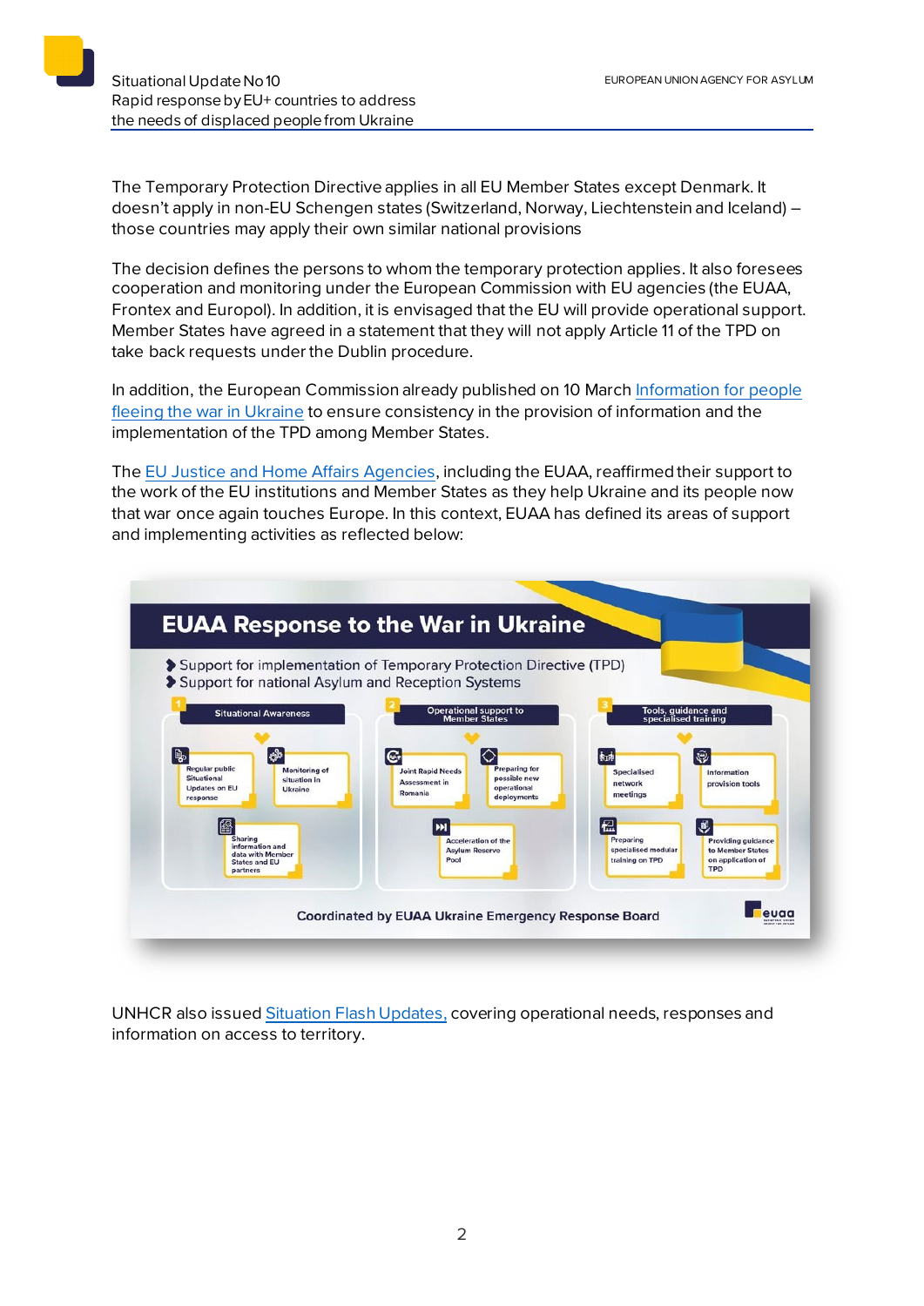The Temporary Protection Directive applies in all EU Member States except Denmark. It doesn't apply in non-EU Schengen states (Switzerland, Norway, Liechtenstein and Iceland) – those countries may apply their own similar national provisions

The decision defines the persons to whom the temporary protection applies. It also foresees cooperation and monitoring under the European Commission with EU agencies (the EUAA, Frontex and Europol). In addition, it is envisaged that the EU will provide operational support. Member States have agreed in a statement that they will not apply Article 11 of the TPD on take back requests under the Dublin procedure.

In addition, the European Commission already published on 10 March [Information for people fleeing the war in Ukraine](#) to ensure consistency in the provision of information and the implementation of the TPD among Member States.

The [EU Justice and Home Affairs Agencies](#), including the EUAA, reaffirmed their support to the work of the EU institutions and Member States as they help Ukraine and its people now that war once again touches Europe. In this context, EUAA has defined its areas of support and implementing activities as reflected below:

**EUAA Response to the War in Ukraine**

- Support for implementation of Temporary Protection Directive (TPD)
- Support for national Asylum and Reception Systems

1. Situational Awareness
   - Regular public Situational Updates on EU response
   - Monitoring of situation in Ukraine
   - Sharing information and data with Member States and EU partners
2. Operational support to Member States
   - Joint Rapid Needs Assessment in Romania
   - Preparing for possible new operational deployments
   - Acceleration of the Asylum Reserve Pool
3. Tools, guidance and specialised training
   - Specialised network meetings
   - Information provision tools
   - Preparing specialised modular training on TPD
   - Providing guidance to Member States on application of TPD

Coordinated by EUAA Ukraine Emergency Response Board

UNHCR also issued [Situation Flash Updates,](#) covering operational needs, responses and information on access to territory.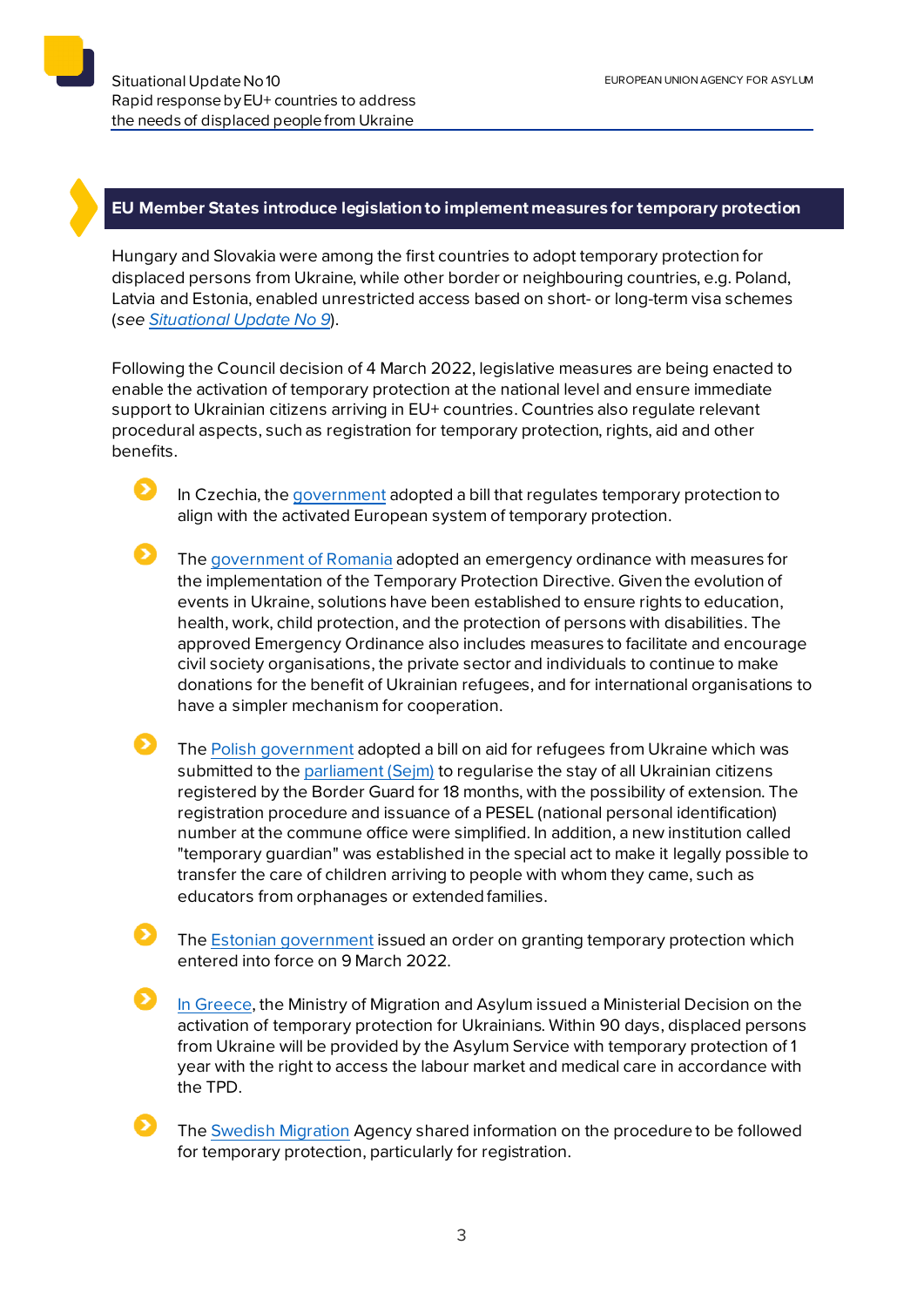## EU Member States introduce legislation to implement measures for temporary protection

Hungary and Slovakia were among the first countries to adopt temporary protection for displaced persons from Ukraine, while other border or neighbouring countries, e.g. Poland, Latvia and Estonia, enabled unrestricted access based on short- or long-term visa schemes (*see Situational Update No 9*).

Following the Council decision of 4 March 2022, legislative measures are being enacted to enable the activation of temporary protection at the national level and ensure immediate support to Ukrainian citizens arriving in EU+ countries. Countries also regulate relevant procedural aspects, such as registration for temporary protection, rights, aid and other benefits.

- In Czechia, the government adopted a bill that regulates temporary protection to align with the activated European system of temporary protection.
- The government of Romania adopted an emergency ordinance with measures for the implementation of the Temporary Protection Directive. Given the evolution of events in Ukraine, solutions have been established to ensure rights to education, health, work, child protection, and the protection of persons with disabilities. The approved Emergency Ordinance also includes measures to facilitate and encourage civil society organisations, the private sector and individuals to continue to make donations for the benefit of Ukrainian refugees, and for international organisations to have a simpler mechanism for cooperation.
- The Polish government adopted a bill on aid for refugees from Ukraine which was submitted to the parliament (Sejm) to regularise the stay of all Ukrainian citizens registered by the Border Guard for 18 months, with the possibility of extension. The registration procedure and issuance of a PESEL (national personal identification) number at the commune office were simplified. In addition, a new institution called "temporary guardian" was established in the special act to make it legally possible to transfer the care of children arriving to people with whom they came, such as educators from orphanages or extended families.
- The Estonian government issued an order on granting temporary protection which entered into force on 9 March 2022.
- In Greece, the Ministry of Migration and Asylum issued a Ministerial Decision on the activation of temporary protection for Ukrainians. Within 90 days, displaced persons from Ukraine will be provided by the Asylum Service with temporary protection of 1 year with the right to access the labour market and medical care in accordance with the TPD.
- The Swedish Migration Agency shared information on the procedure to be followed for temporary protection, particularly for registration.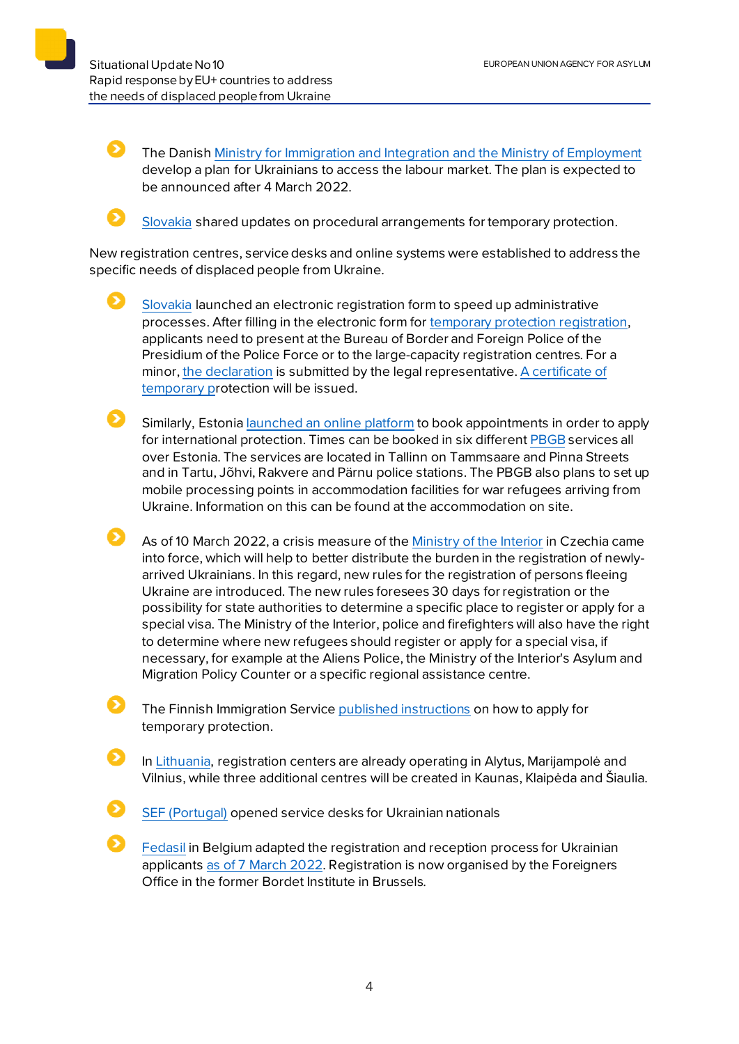- The Danish Ministry for Immigration and Integration and the Ministry of Employment develop a plan for Ukrainians to access the labour market. The plan is expected to be announced after 4 March 2022.

- Slovakia shared updates on procedural arrangements for temporary protection.

New registration centres, service desks and online systems were established to address the specific needs of displaced people from Ukraine.

- Slovakia launched an electronic registration form to speed up administrative processes. After filling in the electronic form for temporary protection registration, applicants need to present at the Bureau of Border and Foreign Police of the Presidium of the Police Force or to the large-capacity registration centres. For a minor, the declaration is submitted by the legal representative. A certificate of temporary protection will be issued.

- Similarly, Estonia launched an online platform to book appointments in order to apply for international protection. Times can be booked in six different PBGB services all over Estonia. The services are located in Tallinn on Tammsaare and Pinna Streets and in Tartu, Jõhvi, Rakvere and Pärnu police stations. The PBGB also plans to set up mobile processing points in accommodation facilities for war refugees arriving from Ukraine. Information on this can be found at the accommodation on site.

- As of 10 March 2022, a crisis measure of the Ministry of the Interior in Czechia came into force, which will help to better distribute the burden in the registration of newly-arrived Ukrainians. In this regard, new rules for the registration of persons fleeing Ukraine are introduced. The new rules foresees 30 days for registration or the possibility for state authorities to determine a specific place to register or apply for a special visa. The Ministry of the Interior, police and firefighters will also have the right to determine where new refugees should register or apply for a special visa, if necessary, for example at the Aliens Police, the Ministry of the Interior's Asylum and Migration Policy Counter or a specific regional assistance centre.

- The Finnish Immigration Service published instructions on how to apply for temporary protection.

- In Lithuania, registration centers are already operating in Alytus, Marijampolė and Vilnius, while three additional centres will be created in Kaunas, Klaipėda and Šiaulia.

- SEF (Portugal) opened service desks for Ukrainian nationals

- Fedasil in Belgium adapted the registration and reception process for Ukrainian applicants as of 7 March 2022. Registration is now organised by the Foreigners Office in the former Bordet Institute in Brussels.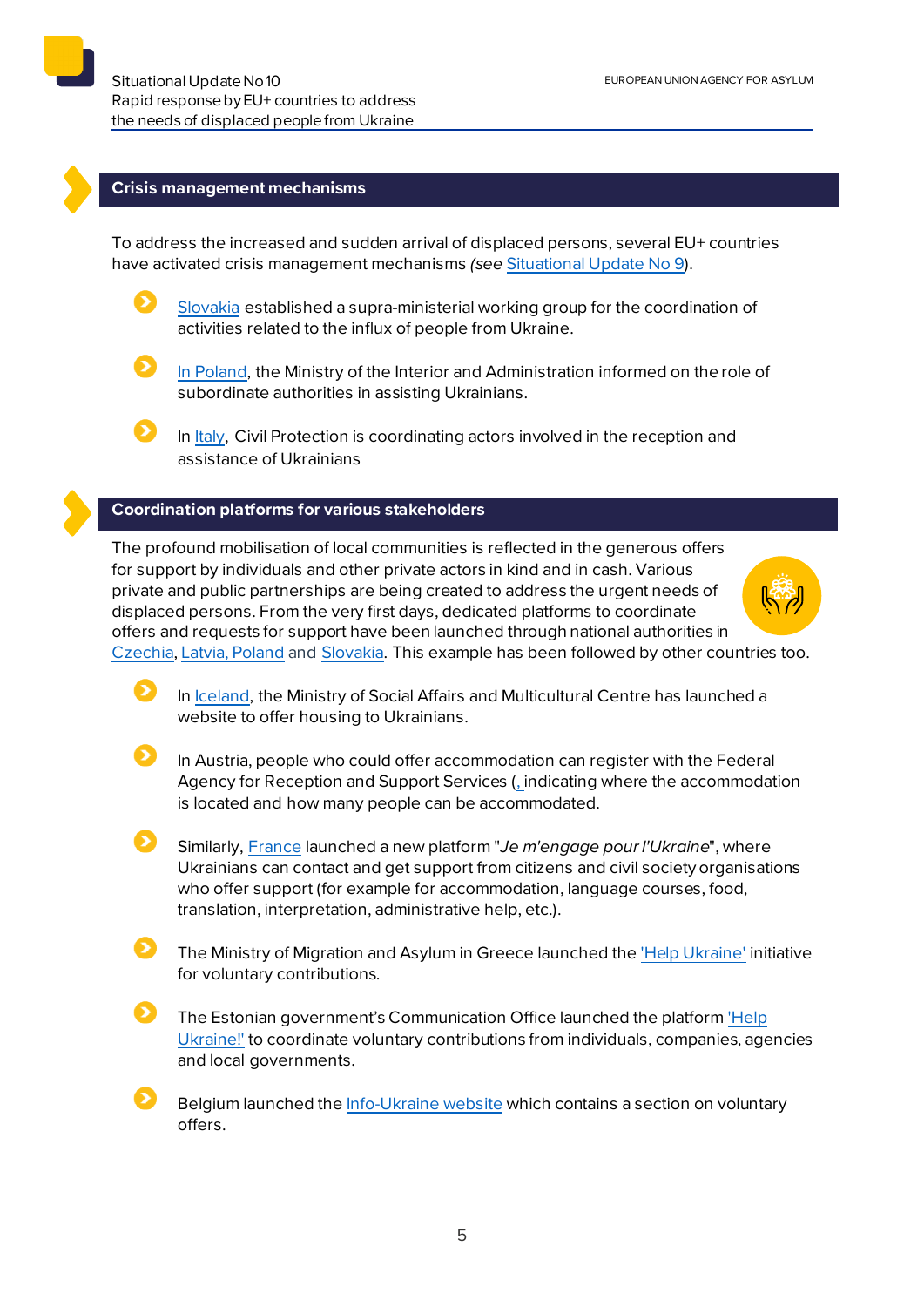## Crisis management mechanisms

To address the increased and sudden arrival of displaced persons, several EU+ countries have activated crisis management mechanisms *(see* Situational Update No 9).

- Slovakia established a supra-ministerial working group for the coordination of activities related to the influx of people from Ukraine.
- In Poland, the Ministry of the Interior and Administration informed on the role of subordinate authorities in assisting Ukrainians.
- In Italy, Civil Protection is coordinating actors involved in the reception and assistance of Ukrainians

## Coordination platforms for various stakeholders

The profound mobilisation of local communities is reflected in the generous offers for support by individuals and other private actors in kind and in cash. Various private and public partnerships are being created to address the urgent needs of displaced persons. From the very first days, dedicated platforms to coordinate offers and requests for support have been launched through national authorities in Czechia, Latvia, Poland and Slovakia. This example has been followed by other countries too.

- In Iceland, the Ministry of Social Affairs and Multicultural Centre has launched a website to offer housing to Ukrainians.
- In Austria, people who could offer accommodation can register with the Federal Agency for Reception and Support Services (, indicating where the accommodation is located and how many people can be accommodated.
- Similarly, France launched a new platform "*Je m'engage pour l'Ukraine*", where Ukrainians can contact and get support from citizens and civil society organisations who offer support (for example for accommodation, language courses, food, translation, interpretation, administrative help, etc.).
- The Ministry of Migration and Asylum in Greece launched the 'Help Ukraine' initiative for voluntary contributions.
- The Estonian government's Communication Office launched the platform 'Help Ukraine!' to coordinate voluntary contributions from individuals, companies, agencies and local governments.
- Belgium launched the Info-Ukraine website which contains a section on voluntary offers.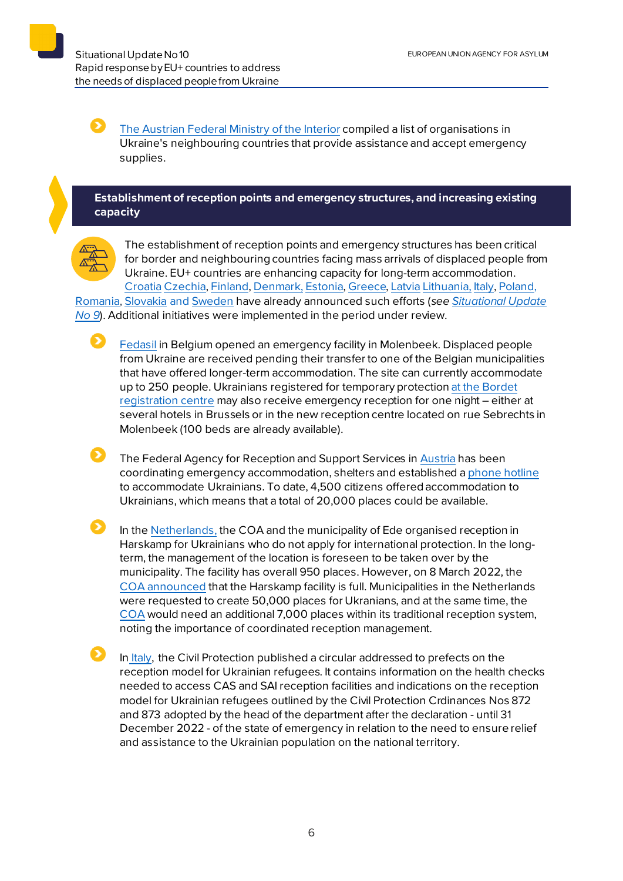- The Austrian Federal Ministry of the Interior compiled a list of organisations in Ukraine's neighbouring countries that provide assistance and accept emergency supplies.

## Establishment of reception points and emergency structures, and increasing existing capacity

The establishment of reception points and emergency structures has been critical for border and neighbouring countries facing mass arrivals of displaced people from Ukraine. EU+ countries are enhancing capacity for long-term accommodation. Croatia Czechia, Finland, Denmark, Estonia, Greece, Latvia Lithuania, Italy, Poland, Romania, Slovakia and Sweden have already announced such efforts (*see Situational Update No 9*). Additional initiatives were implemented in the period under review.

- Fedasil in Belgium opened an emergency facility in Molenbeek. Displaced people from Ukraine are received pending their transfer to one of the Belgian municipalities that have offered longer-term accommodation. The site can currently accommodate up to 250 people. Ukrainians registered for temporary protection at the Bordet registration centre may also receive emergency reception for one night – either at several hotels in Brussels or in the new reception centre located on rue Sebrechts in Molenbeek (100 beds are already available).

- The Federal Agency for Reception and Support Services in Austria has been coordinating emergency accommodation, shelters and established a phone hotline to accommodate Ukrainians. To date, 4,500 citizens offered accommodation to Ukrainians, which means that a total of 20,000 places could be available.

- In the Netherlands, the COA and the municipality of Ede organised reception in Harskamp for Ukrainians who do not apply for international protection. In the long-term, the management of the location is foreseen to be taken over by the municipality. The facility has overall 950 places. However, on 8 March 2022, the COA announced that the Harskamp facility is full. Municipalities in the Netherlands were requested to create 50,000 places for Ukranians, and at the same time, the COA would need an additional 7,000 places within its traditional reception system, noting the importance of coordinated reception management.

- In Italy, the Civil Protection published a circular addressed to prefects on the reception model for Ukrainian refugees. It contains information on the health checks needed to access CAS and SAI reception facilities and indications on the reception model for Ukrainian refugees outlined by the Civil Protection Crdinances Nos 872 and 873 adopted by the head of the department after the declaration - until 31 December 2022 - of the state of emergency in relation to the need to ensure relief and assistance to the Ukrainian population on the national territory.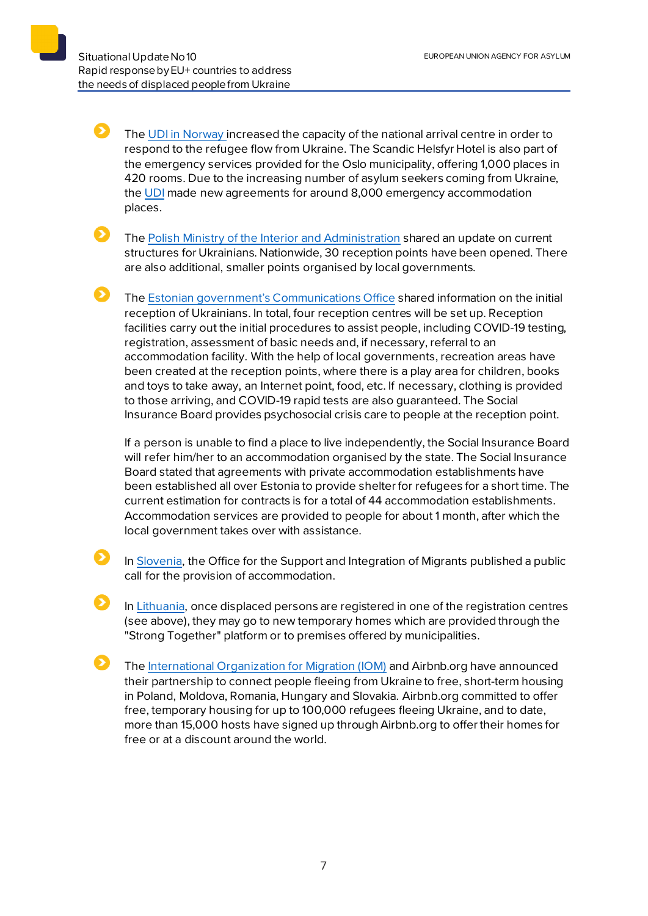- The UDI in Norway increased the capacity of the national arrival centre in order to respond to the refugee flow from Ukraine. The Scandic Helsfyr Hotel is also part of the emergency services provided for the Oslo municipality, offering 1,000 places in 420 rooms. Due to the increasing number of asylum seekers coming from Ukraine, the UDI made new agreements for around 8,000 emergency accommodation places.

- The Polish Ministry of the Interior and Administration shared an update on current structures for Ukrainians. Nationwide, 30 reception points have been opened. There are also additional, smaller points organised by local governments.

- The Estonian government's Communications Office shared information on the initial reception of Ukrainians. In total, four reception centres will be set up. Reception facilities carry out the initial procedures to assist people, including COVID-19 testing, registration, assessment of basic needs and, if necessary, referral to an accommodation facility. With the help of local governments, recreation areas have been created at the reception points, where there is a play area for children, books and toys to take away, an Internet point, food, etc. If necessary, clothing is provided to those arriving, and COVID-19 rapid tests are also guaranteed. The Social Insurance Board provides psychosocial crisis care to people at the reception point.

  If a person is unable to find a place to live independently, the Social Insurance Board will refer him/her to an accommodation organised by the state. The Social Insurance Board stated that agreements with private accommodation establishments have been established all over Estonia to provide shelter for refugees for a short time. The current estimation for contracts is for a total of 44 accommodation establishments. Accommodation services are provided to people for about 1 month, after which the local government takes over with assistance.

- In Slovenia, the Office for the Support and Integration of Migrants published a public call for the provision of accommodation.

- In Lithuania, once displaced persons are registered in one of the registration centres (see above), they may go to new temporary homes which are provided through the "Strong Together" platform or to premises offered by municipalities.

- The International Organization for Migration (IOM) and Airbnb.org have announced their partnership to connect people fleeing from Ukraine to free, short-term housing in Poland, Moldova, Romania, Hungary and Slovakia. Airbnb.org committed to offer free, temporary housing for up to 100,000 refugees fleeing Ukraine, and to date, more than 15,000 hosts have signed up through Airbnb.org to offer their homes for free or at a discount around the world.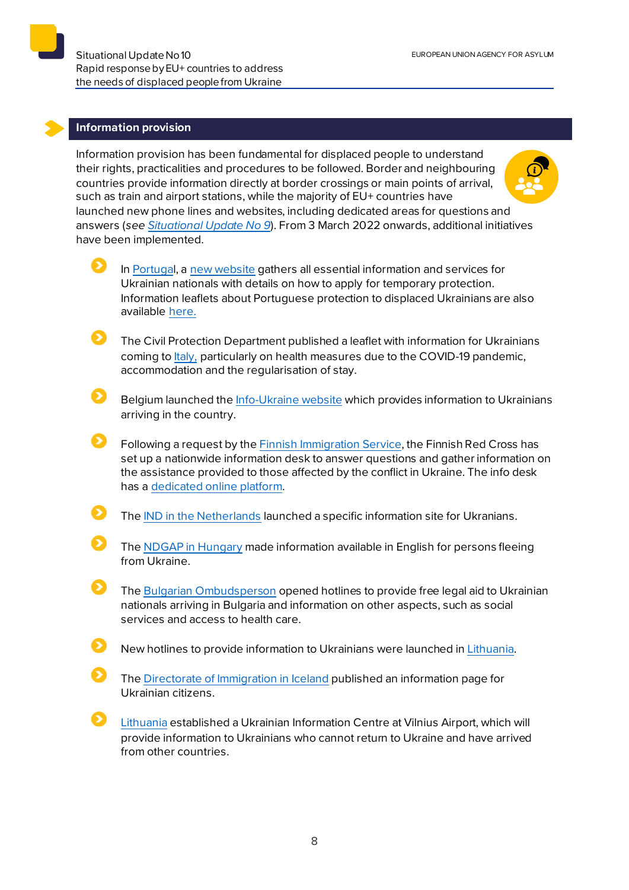## Information provision

Information provision has been fundamental for displaced people to understand their rights, practicalities and procedures to be followed. Border and neighbouring countries provide information directly at border crossings or main points of arrival, such as train and airport stations, while the majority of EU+ countries have launched new phone lines and websites, including dedicated areas for questions and answers (*see Situational Update No 9*). From 3 March 2022 onwards, additional initiatives have been implemented.

- In Portugal, a new website gathers all essential information and services for Ukrainian nationals with details on how to apply for temporary protection. Information leaflets about Portuguese protection to displaced Ukrainians are also available here.
- The Civil Protection Department published a leaflet with information for Ukrainians coming to Italy, particularly on health measures due to the COVID-19 pandemic, accommodation and the regularisation of stay.
- Belgium launched the Info-Ukraine website which provides information to Ukrainians arriving in the country.
- Following a request by the Finnish Immigration Service, the Finnish Red Cross has set up a nationwide information desk to answer questions and gather information on the assistance provided to those affected by the conflict in Ukraine. The info desk has a dedicated online platform.
- The IND in the Netherlands launched a specific information site for Ukranians.
- The NDGAP in Hungary made information available in English for persons fleeing from Ukraine.
- The Bulgarian Ombudsperson opened hotlines to provide free legal aid to Ukrainian nationals arriving in Bulgaria and information on other aspects, such as social services and access to health care.
- New hotlines to provide information to Ukrainians were launched in Lithuania.
- The Directorate of Immigration in Iceland published an information page for Ukrainian citizens.
- Lithuania established a Ukrainian Information Centre at Vilnius Airport, which will provide information to Ukrainians who cannot return to Ukraine and have arrived from other countries.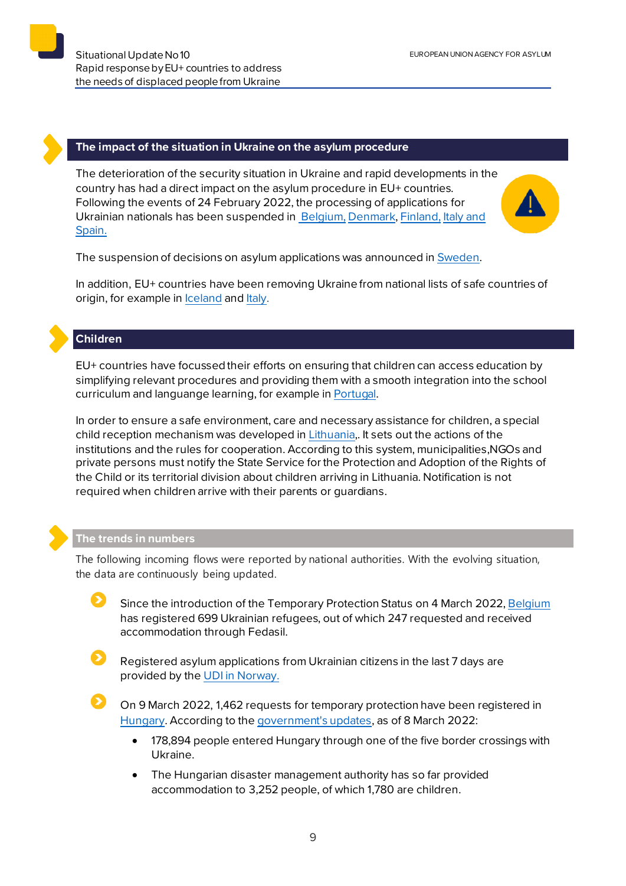## The impact of the situation in Ukraine on the asylum procedure

The deterioration of the security situation in Ukraine and rapid developments in the country has had a direct impact on the asylum procedure in EU+ countries. Following the events of 24 February 2022, the processing of applications for Ukrainian nationals has been suspended in Belgium, Denmark, Finland, Italy and Spain.

The suspension of decisions on asylum applications was announced in Sweden.

In addition, EU+ countries have been removing Ukraine from national lists of safe countries of origin, for example in Iceland and Italy.

## Children

EU+ countries have focussed their efforts on ensuring that children can access education by simplifying relevant procedures and providing them with a smooth integration into the school curriculum and languange learning, for example in Portugal.

In order to ensure a safe environment, care and necessary assistance for children, a special child reception mechanism was developed in Lithuania,. It sets out the actions of the institutions and the rules for cooperation. According to this system, municipalities,NGOs and private persons must notify the State Service for the Protection and Adoption of the Rights of the Child or its territorial division about children arriving in Lithuania. Notification is not required when children arrive with their parents or guardians.

## The trends in numbers

The following incoming flows were reported by national authorities. With the evolving situation, the data are continuously being updated.

- Since the introduction of the Temporary Protection Status on 4 March 2022, Belgium has registered 699 Ukrainian refugees, out of which 247 requested and received accommodation through Fedasil.
- Registered asylum applications from Ukrainian citizens in the last 7 days are provided by the UDI in Norway.
- On 9 March 2022, 1,462 requests for temporary protection have been registered in Hungary. According to the government's updates, as of 8 March 2022:
  - 178,894 people entered Hungary through one of the five border crossings with Ukraine.
  - The Hungarian disaster management authority has so far provided accommodation to 3,252 people, of which 1,780 are children.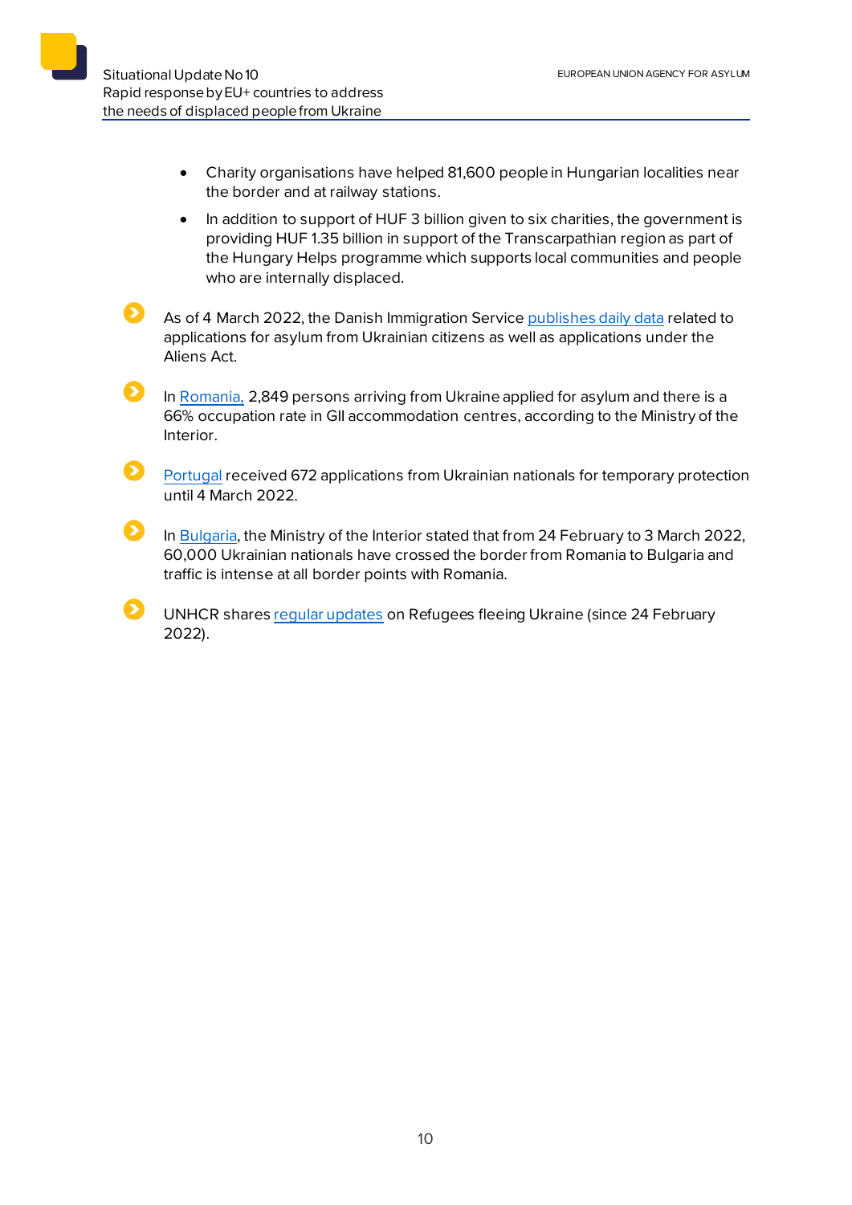- Charity organisations have helped 81,600 people in Hungarian localities near the border and at railway stations.
  - In addition to support of HUF 3 billion given to six charities, the government is providing HUF 1.35 billion in support of the Transcarpathian region as part of the Hungary Helps programme which supports local communities and people who are internally displaced.

- As of 4 March 2022, the Danish Immigration Service publishes daily data related to applications for asylum from Ukrainian citizens as well as applications under the Aliens Act.

- In Romania, 2,849 persons arriving from Ukraine applied for asylum and there is a 66% occupation rate in GII accommodation centres, according to the Ministry of the Interior.

- Portugal received 672 applications from Ukrainian nationals for temporary protection until 4 March 2022.

- In Bulgaria, the Ministry of the Interior stated that from 24 February to 3 March 2022, 60,000 Ukrainian nationals have crossed the border from Romania to Bulgaria and traffic is intense at all border points with Romania.

- UNHCR shares regular updates on Refugees fleeing Ukraine (since 24 February 2022).